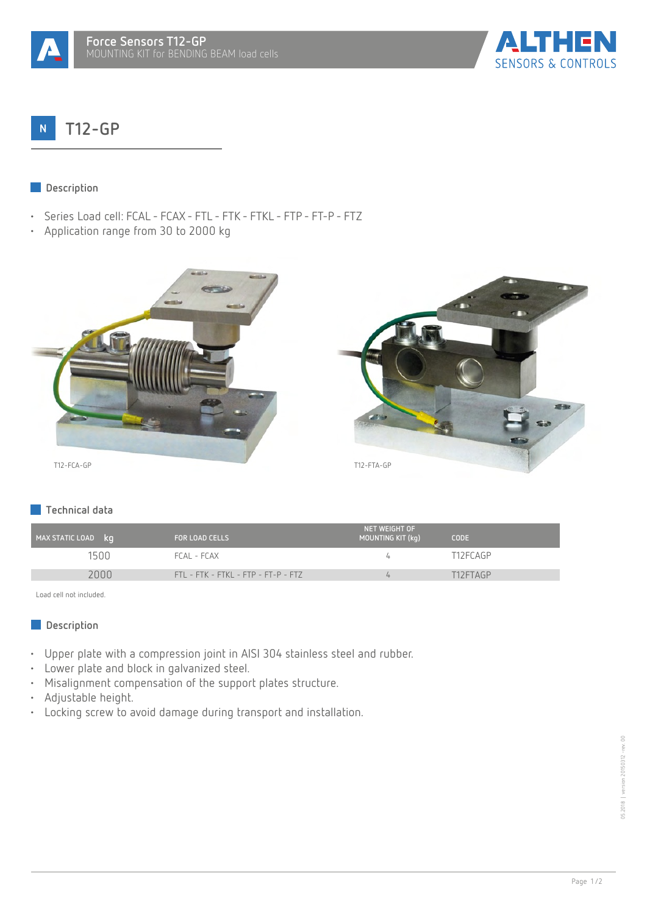# T12-GP

## Description

- Series Load cell: FCAL - FCAX - FTL - FTK - FTKL - FTP - FT-P - FTZ
- Application range from 30 to 2000 kg

T12-FCA-GP

T12-FTA-GP

## Technical data

| MAX STATIC LOAD kg | FOR LOAD CELLS | NET WEIGHT OF MOUNTING KIT (kg) | CODE |
|---|---|---|---|
| 1500 | FCAL - FCAX | 4 | T12FCAGP |
| 2000 | FTL - FTK - FTKL - FTP - FT-P - FTZ | 4 | T12FTAGP |

Load cell not included.

## Description

- Upper plate with a compression joint in AISI 304 stainless steel and rubber.
- Lower plate and block in galvanized steel.
- Misalignment compensation of the support plates structure.
- Adjustable height.
- Locking screw to avoid damage during transport and installation.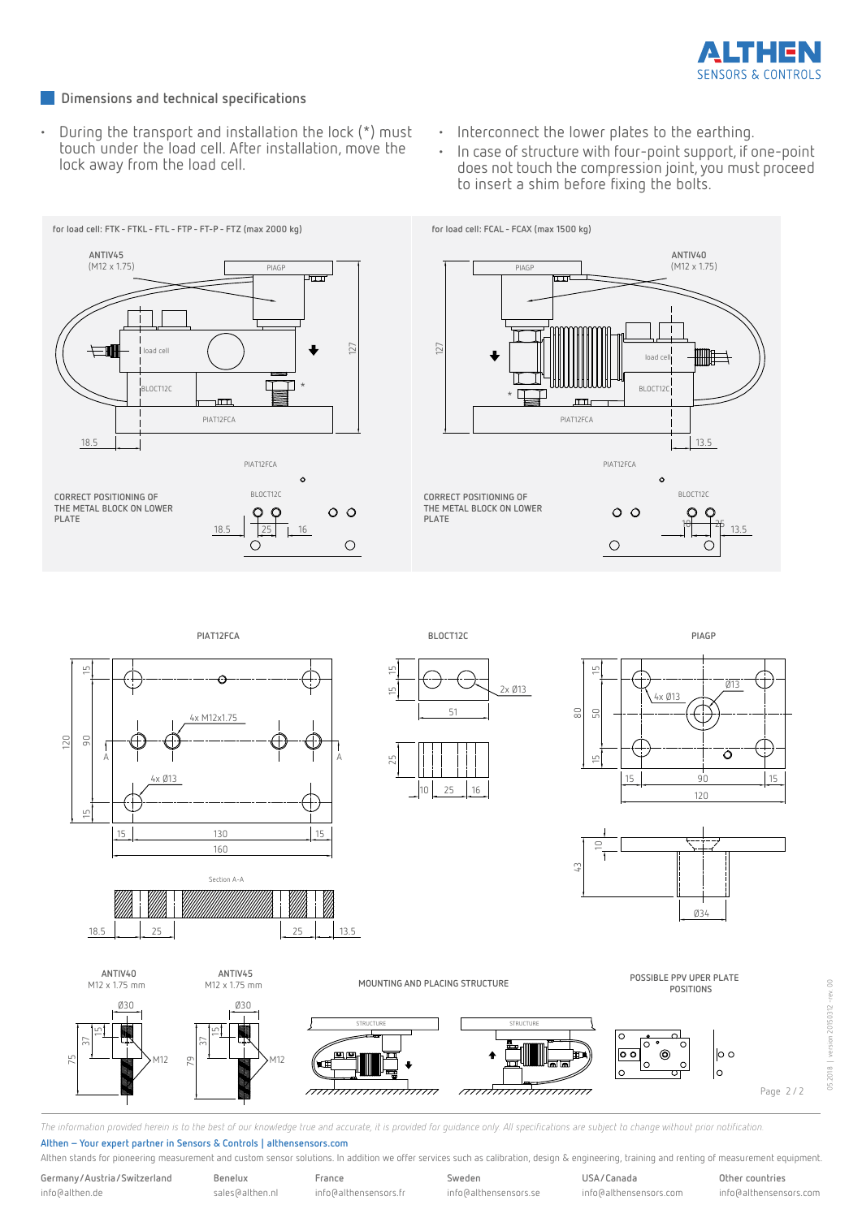## Dimensions and technical specifications

- During the transport and installation the lock (*) must touch under the load cell. After installation, move the lock away from the load cell.
- Interconnect the lower plates to the earthing.
- In case of structure with four-point support, if one-point does not touch the compression joint, you must proceed to insert a shim before fixing the bolts.

for load cell: FTK - FTKL - FTL - FTP - FT-P - FTZ (max 2000 kg)

ANTIV45
(M12 x 1.75)

PIAGP

load cell

BLOCT12C

PIAT12FCA

127

18.5

CORRECT POSITIONING OF THE METAL BLOCK ON LOWER PLATE

PIAT12FCA

BLOCT12C

18.5 25 16

for load cell: FCAL - FCAX (max 1500 kg)

ANTIV40
(M12 x 1.75)

PIAGP

load cell

BLOCT12C

PIAT12FCA

127

13.5

CORRECT POSITIONING OF THE METAL BLOCK ON LOWER PLATE

PIAT12FCA

BLOCT12C

16 25 13.5

PIAT12FCA

4x M12x1.75

4x Ø13

120 90 15 15

15 130 15

160

A A

Section A-A

18.5 25 25 13.5

BLOCT12C

15 15

2x Ø13

51

25

10 25 16

PIAGP

4x Ø13

Ø13

80 15 50 15

15 90 15

120

10

43

Ø34

ANTIV40
M12 x 1.75 mm

Ø30

75 37 15

M12

ANTIV45
M12 x 1.75 mm

Ø30

79 37 15

M12

MOUNTING AND PLACING STRUCTURE

STRUCTURE

STRUCTURE

POSSIBLE PPV UPER PLATE POSITIONS

*The information provided herein is to the best of our knowledge true and accurate, it is provided for guidance only. All specifications are subject to change without prior notification.*

Althen – Your expert partner in Sensors & Controls | althensensors.com

Althen stands for pioneering measurement and custom sensor solutions. In addition we offer services such as calibration, design & engineering, training and renting of measurement equipment.

| Germany/Austria/Switzerland | Benelux | France | Sweden | USA/Canada | Other countries |
|---|---|---|---|---|---|
| info@althen.de | sales@althen.nl | info@althensensors.fr | info@althensensors.se | info@althensensors.com | info@althensensors.com |